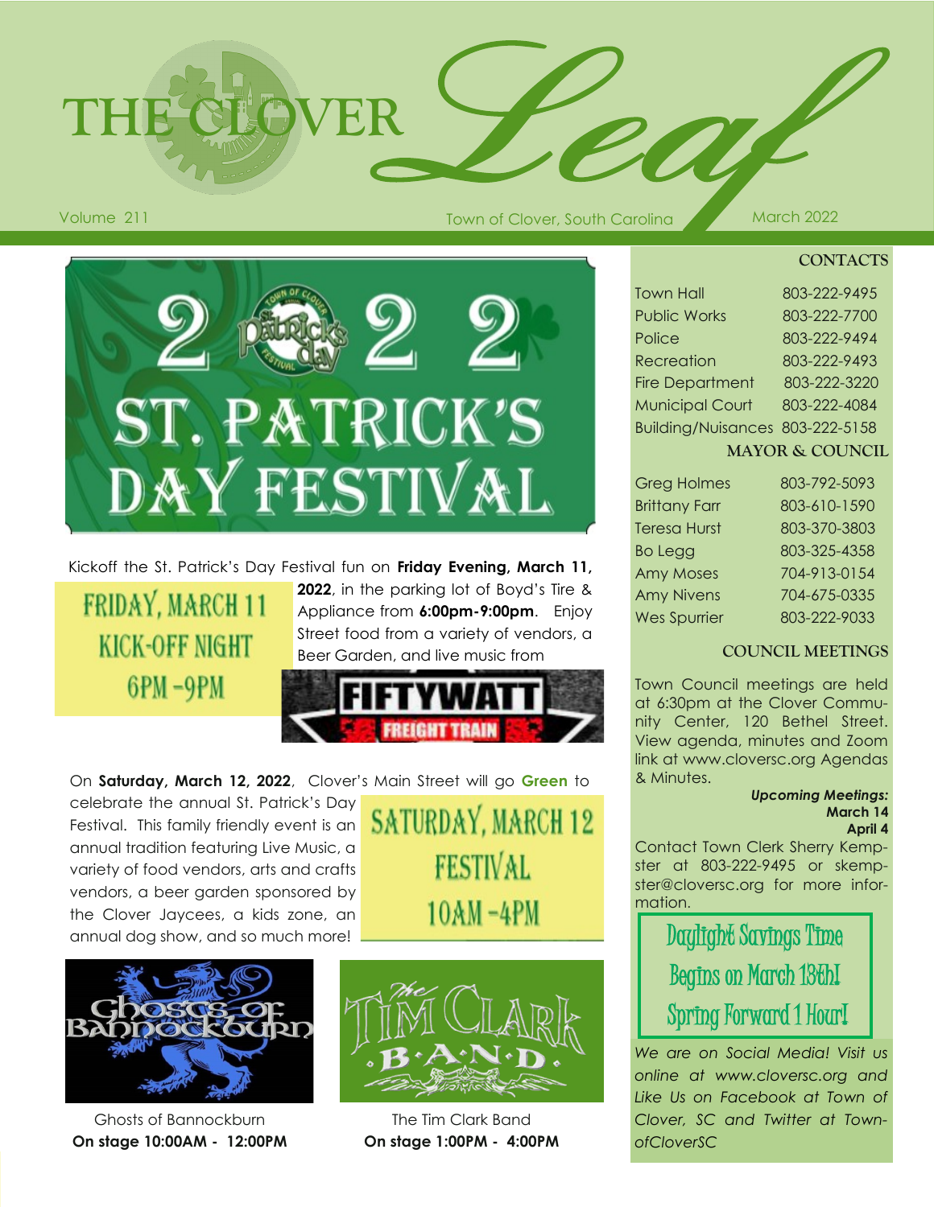# THE CLOVER *Leaf*

Volume 211 — Town of Clover, South Carolina — March 2022

## 2022 ST. PATRICK'S DAY FESTIVAL

Kickoff the St. Patrick's Day Festival fun on **Friday Evening, March 11, 2022**, in the parking lot of Boyd's Tire & Appliance from **6:00pm-9:00pm**. Enjoy Street food from a variety of vendors, a Beer Garden, and live music from

**FRIDAY, MARCH 11**
**KICK-OFF NIGHT**
**6PM -9PM**

FIFTYWATT FREIGHT TRAIN

On **Saturday, March 12, 2022**, Clover's Main Street will go **Green** to celebrate the annual St. Patrick's Day Festival. This family friendly event is an annual tradition featuring Live Music, a variety of food vendors, arts and crafts vendors, a beer garden sponsored by the Clover Jaycees, a kids zone, an annual dog show, and so much more!

**SATURDAY, MARCH 12**
**FESTIVAL**
**10AM -4PM**

Ghosts of Bannockburn
**On stage 10:00AM - 12:00PM**

The Tim Clark Band
**On stage 1:00PM - 4:00PM**

## CONTACTS

| | |
|---|---|
| Town Hall | 803-222-9495 |
| Public Works | 803-222-7700 |
| Police | 803-222-9494 |
| Recreation | 803-222-9493 |
| Fire Department | 803-222-3220 |
| Municipal Court | 803-222-4084 |
| Building/Nuisances | 803-222-5158 |

## MAYOR & COUNCIL

| | |
|---|---|
| Greg Holmes | 803-792-5093 |
| Brittany Farr | 803-610-1590 |
| Teresa Hurst | 803-370-3803 |
| Bo Legg | 803-325-4358 |
| Amy Moses | 704-913-0154 |
| Amy Nivens | 704-675-0335 |
| Wes Spurrier | 803-222-9033 |

## COUNCIL MEETINGS

Town Council meetings are held at 6:30pm at the Clover Community Center, 120 Bethel Street. View agenda, minutes and Zoom link at www.cloversc.org Agendas & Minutes.

***Upcoming Meetings:***
**March 14**
**April 4**

Contact Town Clerk Sherry Kempster at 803-222-9495 or skempster@cloversc.org for more information.

**Daylight Savings Time Begins on March 13th! Spring Forward 1 Hour!**

*We are on Social Media! Visit us online at www.cloversc.org and Like Us on Facebook at Town of Clover, SC and Twitter at TownofCloverSC*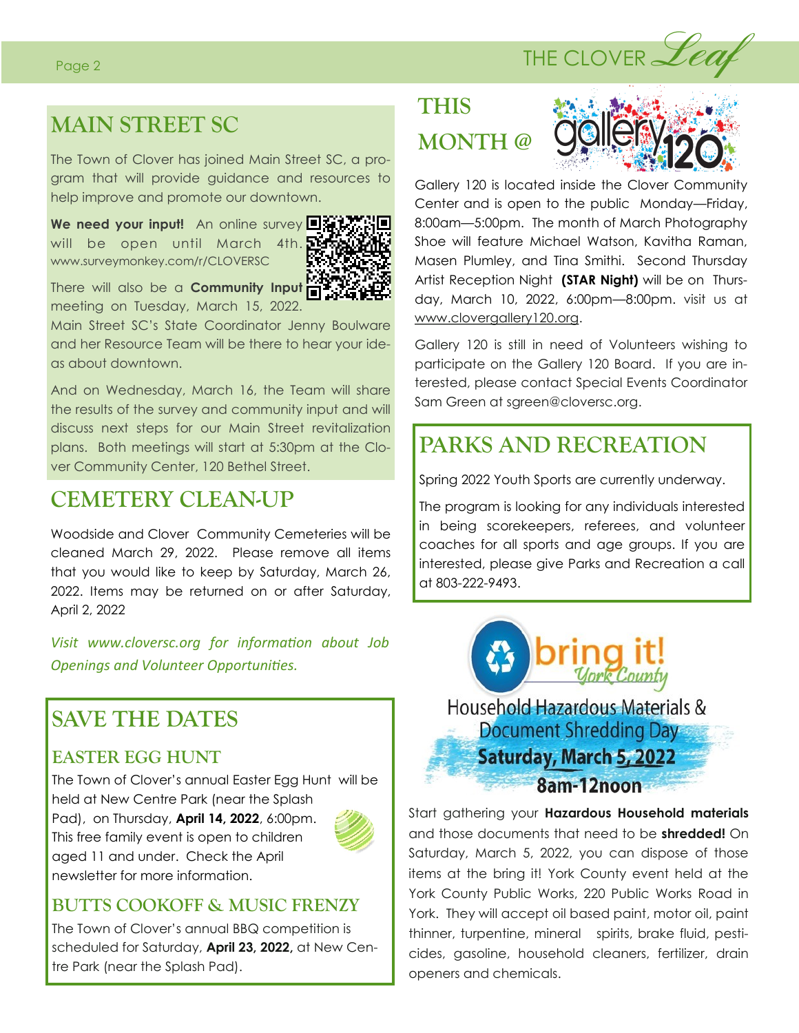## MAIN STREET SC

The Town of Clover has joined Main Street SC, a program that will provide guidance and resources to help improve and promote our downtown.

**We need your input!** An online survey will be open until March 4th. www.surveymonkey.com/r/CLOVERSC

There will also be a **Community Input** meeting on Tuesday, March 15, 2022. Main Street SC's State Coordinator Jenny Boulware and her Resource Team will be there to hear your ideas about downtown.

And on Wednesday, March 16, the Team will share the results of the survey and community input and will discuss next steps for our Main Street revitalization plans. Both meetings will start at 5:30pm at the Clover Community Center, 120 Bethel Street.

## CEMETERY CLEAN-UP

Woodside and Clover Community Cemeteries will be cleaned March 29, 2022. Please remove all items that you would like to keep by Saturday, March 26, 2022. Items may be returned on or after Saturday, April 2, 2022

*Visit www.cloversc.org for information about Job Openings and Volunteer Opportunities.*

## SAVE THE DATES

### EASTER EGG HUNT

The Town of Clover's annual Easter Egg Hunt will be held at New Centre Park (near the Splash Pad), on Thursday, **April 14, 2022**, 6:00pm. This free family event is open to children aged 11 and under. Check the April newsletter for more information.

### BUTTS COOKOFF & MUSIC FRENZY

The Town of Clover's annual BBQ competition is scheduled for Saturday, **April 23, 2022,** at New Centre Park (near the Splash Pad).

## THIS MONTH @ gallery120

Gallery 120 is located inside the Clover Community Center and is open to the public Monday—Friday, 8:00am—5:00pm. The month of March Photography Shoe will feature Michael Watson, Kavitha Raman, Masen Plumley, and Tina Smithi. Second Thursday Artist Reception Night **(STAR Night)** will be on Thursday, March 10, 2022, 6:00pm—8:00pm. visit us at www.clovergallery120.org.

Gallery 120 is still in need of Volunteers wishing to participate on the Gallery 120 Board. If you are interested, please contact Special Events Coordinator Sam Green at sgreen@cloversc.org.

## PARKS AND RECREATION

Spring 2022 Youth Sports are currently underway.

The program is looking for any individuals interested in being scorekeepers, referees, and volunteer coaches for all sports and age groups. If you are interested, please give Parks and Recreation a call at 803-222-9493.

bring it! York County

Household Hazardous Materials & Document Shredding Day

**Saturday, March 5, 2022**

**8am-12noon**

Start gathering your **Hazardous Household materials** and those documents that need to be **shredded!** On Saturday, March 5, 2022, you can dispose of those items at the bring it! York County event held at the York County Public Works, 220 Public Works Road in York. They will accept oil based paint, motor oil, paint thinner, turpentine, mineral spirits, brake fluid, pesticides, gasoline, household cleaners, fertilizer, drain openers and chemicals.